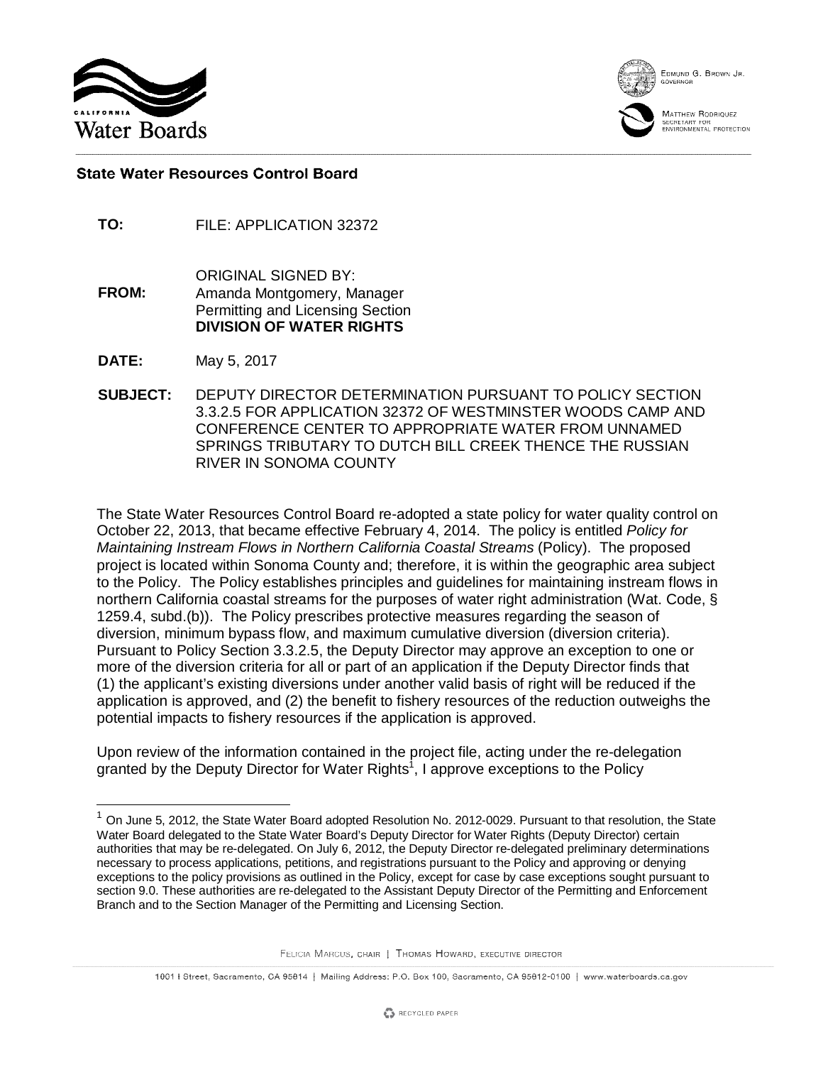CALIFORNIA

Water Boards

EDMUND G. BROWN JR.
GOVERNOR

MATTHEW RODRIQUEZ
SECRETARY FOR
ENVIRONMENTAL PROTECTION

**State Water Resources Control Board**

**TO:** FILE: APPLICATION 32372

**FROM:** ORIGINAL SIGNED BY:
Amanda Montgomery, Manager
Permitting and Licensing Section
**DIVISION OF WATER RIGHTS**

**DATE:** May 5, 2017

**SUBJECT:** DEPUTY DIRECTOR DETERMINATION PURSUANT TO POLICY SECTION 3.3.2.5 FOR APPLICATION 32372 OF WESTMINSTER WOODS CAMP AND CONFERENCE CENTER TO APPROPRIATE WATER FROM UNNAMED SPRINGS TRIBUTARY TO DUTCH BILL CREEK THENCE THE RUSSIAN RIVER IN SONOMA COUNTY

The State Water Resources Control Board re-adopted a state policy for water quality control on October 22, 2013, that became effective February 4, 2014. The policy is entitled *Policy for Maintaining Instream Flows in Northern California Coastal Streams* (Policy). The proposed project is located within Sonoma County and; therefore, it is within the geographic area subject to the Policy. The Policy establishes principles and guidelines for maintaining instream flows in northern California coastal streams for the purposes of water right administration (Wat. Code, § 1259.4, subd.(b)). The Policy prescribes protective measures regarding the season of diversion, minimum bypass flow, and maximum cumulative diversion (diversion criteria). Pursuant to Policy Section 3.3.2.5, the Deputy Director may approve an exception to one or more of the diversion criteria for all or part of an application if the Deputy Director finds that (1) the applicant's existing diversions under another valid basis of right will be reduced if the application is approved, and (2) the benefit to fishery resources of the reduction outweighs the potential impacts to fishery resources if the application is approved.

Upon review of the information contained in the project file, acting under the re-delegation granted by the Deputy Director for Water Rights[1], I approve exceptions to the Policy

[1] On June 5, 2012, the State Water Board adopted Resolution No. 2012-0029. Pursuant to that resolution, the State Water Board delegated to the State Water Board's Deputy Director for Water Rights (Deputy Director) certain authorities that may be re-delegated. On July 6, 2012, the Deputy Director re-delegated preliminary determinations necessary to process applications, petitions, and registrations pursuant to the Policy and approving or denying exceptions to the policy provisions as outlined in the Policy, except for case by case exceptions sought pursuant to section 9.0. These authorities are re-delegated to the Assistant Deputy Director of the Permitting and Enforcement Branch and to the Section Manager of the Permitting and Licensing Section.

FELICIA MARCUS, CHAIR | THOMAS HOWARD, EXECUTIVE DIRECTOR

1001 I Street, Sacramento, CA 95814 | Mailing Address: P.O. Box 100, Sacramento, CA 95812-0100 | www.waterboards.ca.gov

RECYCLED PAPER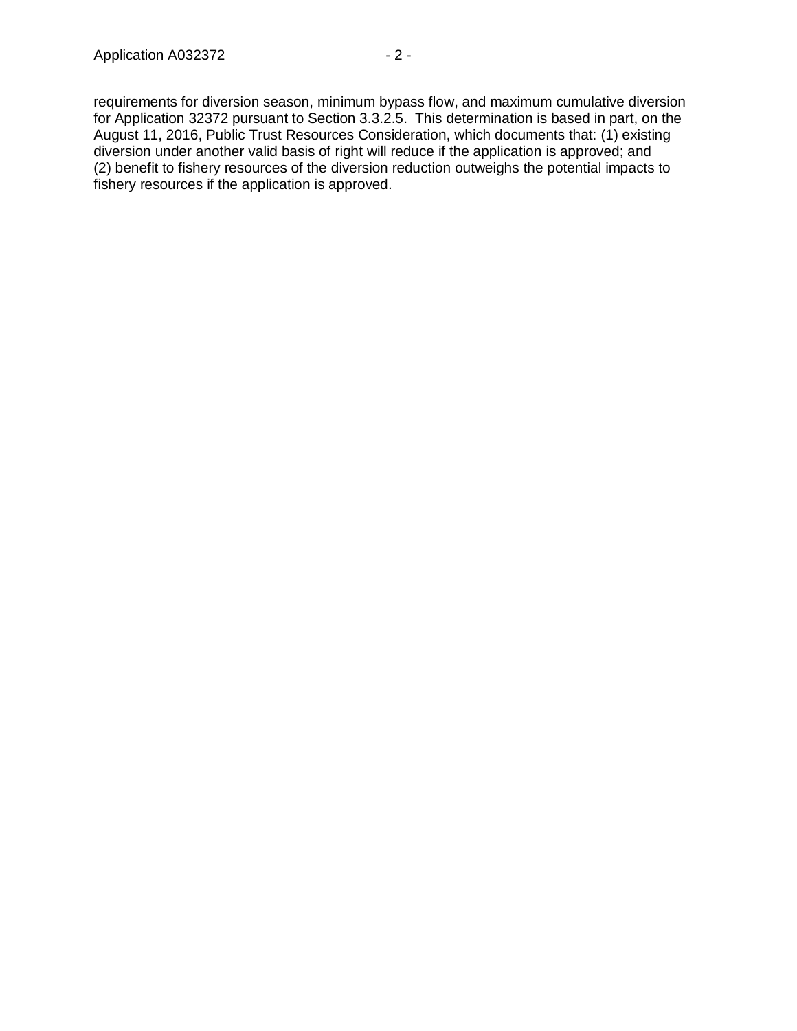requirements for diversion season, minimum bypass flow, and maximum cumulative diversion for Application 32372 pursuant to Section 3.3.2.5. This determination is based in part, on the August 11, 2016, Public Trust Resources Consideration, which documents that: (1) existing diversion under another valid basis of right will reduce if the application is approved; and (2) benefit to fishery resources of the diversion reduction outweighs the potential impacts to fishery resources if the application is approved.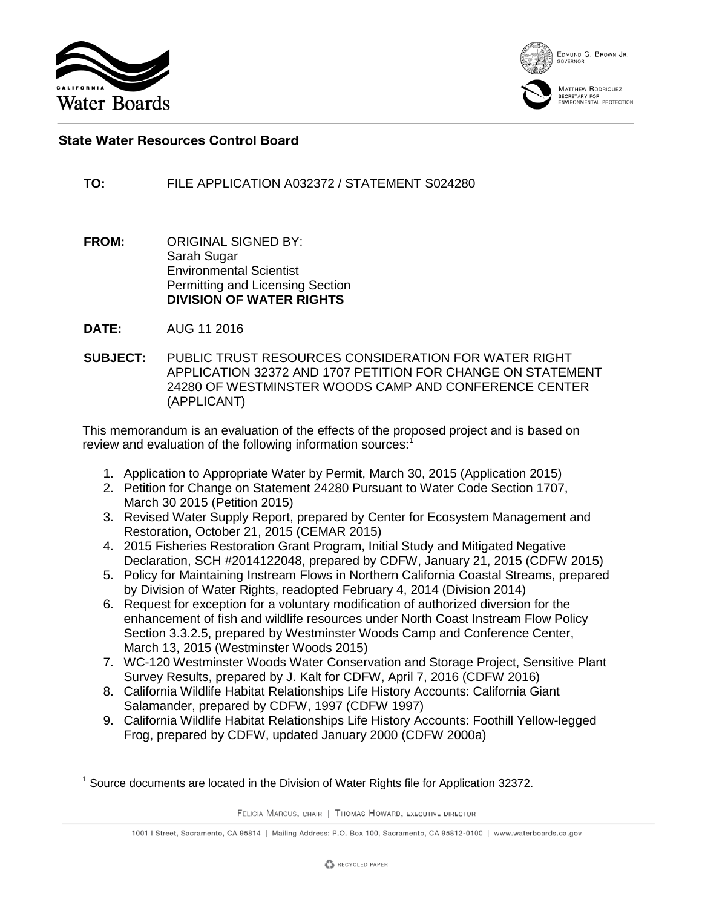**State Water Resources Control Board**

**TO:** FILE APPLICATION A032372 / STATEMENT S024280

**FROM:** ORIGINAL SIGNED BY:
Sarah Sugar
Environmental Scientist
Permitting and Licensing Section
**DIVISION OF WATER RIGHTS**

**DATE:** AUG 11 2016

**SUBJECT:** PUBLIC TRUST RESOURCES CONSIDERATION FOR WATER RIGHT APPLICATION 32372 AND 1707 PETITION FOR CHANGE ON STATEMENT 24280 OF WESTMINSTER WOODS CAMP AND CONFERENCE CENTER (APPLICANT)

This memorandum is an evaluation of the effects of the proposed project and is based on review and evaluation of the following information sources:[1]

1. Application to Appropriate Water by Permit, March 30, 2015 (Application 2015)
2. Petition for Change on Statement 24280 Pursuant to Water Code Section 1707, March 30 2015 (Petition 2015)
3. Revised Water Supply Report, prepared by Center for Ecosystem Management and Restoration, October 21, 2015 (CEMAR 2015)
4. 2015 Fisheries Restoration Grant Program, Initial Study and Mitigated Negative Declaration, SCH #2014122048, prepared by CDFW, January 21, 2015 (CDFW 2015)
5. Policy for Maintaining Instream Flows in Northern California Coastal Streams, prepared by Division of Water Rights, readopted February 4, 2014 (Division 2014)
6. Request for exception for a voluntary modification of authorized diversion for the enhancement of fish and wildlife resources under North Coast Instream Flow Policy Section 3.3.2.5, prepared by Westminster Woods Camp and Conference Center, March 13, 2015 (Westminster Woods 2015)
7. WC-120 Westminster Woods Water Conservation and Storage Project, Sensitive Plant Survey Results, prepared by J. Kalt for CDFW, April 7, 2016 (CDFW 2016)
8. California Wildlife Habitat Relationships Life History Accounts: California Giant Salamander, prepared by CDFW, 1997 (CDFW 1997)
9. California Wildlife Habitat Relationships Life History Accounts: Foothill Yellow-legged Frog, prepared by CDFW, updated January 2000 (CDFW 2000a)

[1] Source documents are located in the Division of Water Rights file for Application 32372.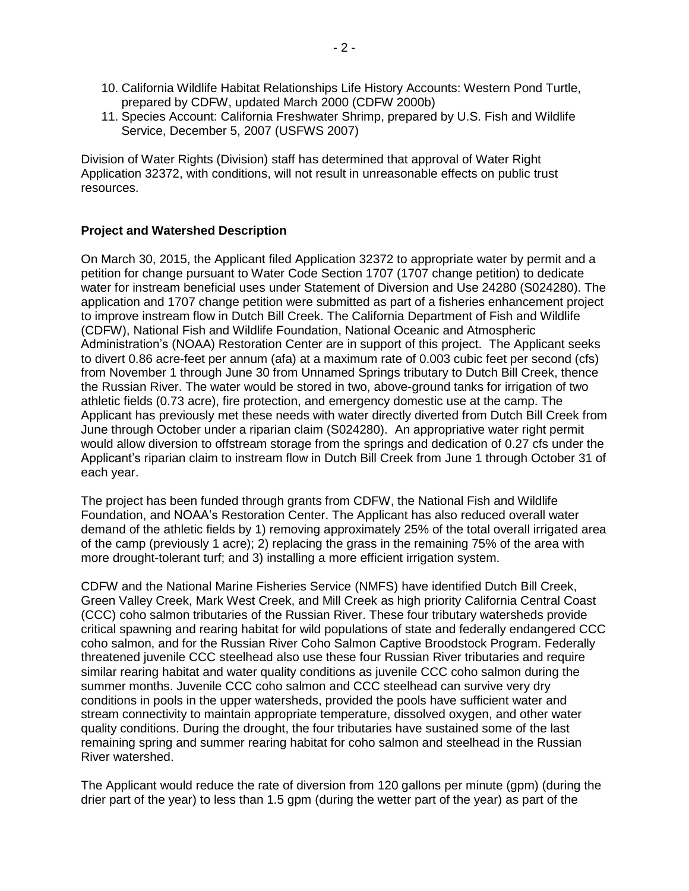10. California Wildlife Habitat Relationships Life History Accounts: Western Pond Turtle, prepared by CDFW, updated March 2000 (CDFW 2000b)
11. Species Account: California Freshwater Shrimp, prepared by U.S. Fish and Wildlife Service, December 5, 2007 (USFWS 2007)

Division of Water Rights (Division) staff has determined that approval of Water Right Application 32372, with conditions, will not result in unreasonable effects on public trust resources.

**Project and Watershed Description**

On March 30, 2015, the Applicant filed Application 32372 to appropriate water by permit and a petition for change pursuant to Water Code Section 1707 (1707 change petition) to dedicate water for instream beneficial uses under Statement of Diversion and Use 24280 (S024280). The application and 1707 change petition were submitted as part of a fisheries enhancement project to improve instream flow in Dutch Bill Creek. The California Department of Fish and Wildlife (CDFW), National Fish and Wildlife Foundation, National Oceanic and Atmospheric Administration's (NOAA) Restoration Center are in support of this project. The Applicant seeks to divert 0.86 acre-feet per annum (afa) at a maximum rate of 0.003 cubic feet per second (cfs) from November 1 through June 30 from Unnamed Springs tributary to Dutch Bill Creek, thence the Russian River. The water would be stored in two, above-ground tanks for irrigation of two athletic fields (0.73 acre), fire protection, and emergency domestic use at the camp. The Applicant has previously met these needs with water directly diverted from Dutch Bill Creek from June through October under a riparian claim (S024280). An appropriative water right permit would allow diversion to offstream storage from the springs and dedication of 0.27 cfs under the Applicant's riparian claim to instream flow in Dutch Bill Creek from June 1 through October 31 of each year.

The project has been funded through grants from CDFW, the National Fish and Wildlife Foundation, and NOAA's Restoration Center. The Applicant has also reduced overall water demand of the athletic fields by 1) removing approximately 25% of the total overall irrigated area of the camp (previously 1 acre); 2) replacing the grass in the remaining 75% of the area with more drought-tolerant turf; and 3) installing a more efficient irrigation system.

CDFW and the National Marine Fisheries Service (NMFS) have identified Dutch Bill Creek, Green Valley Creek, Mark West Creek, and Mill Creek as high priority California Central Coast (CCC) coho salmon tributaries of the Russian River. These four tributary watersheds provide critical spawning and rearing habitat for wild populations of state and federally endangered CCC coho salmon, and for the Russian River Coho Salmon Captive Broodstock Program. Federally threatened juvenile CCC steelhead also use these four Russian River tributaries and require similar rearing habitat and water quality conditions as juvenile CCC coho salmon during the summer months. Juvenile CCC coho salmon and CCC steelhead can survive very dry conditions in pools in the upper watersheds, provided the pools have sufficient water and stream connectivity to maintain appropriate temperature, dissolved oxygen, and other water quality conditions. During the drought, the four tributaries have sustained some of the last remaining spring and summer rearing habitat for coho salmon and steelhead in the Russian River watershed.

The Applicant would reduce the rate of diversion from 120 gallons per minute (gpm) (during the drier part of the year) to less than 1.5 gpm (during the wetter part of the year) as part of the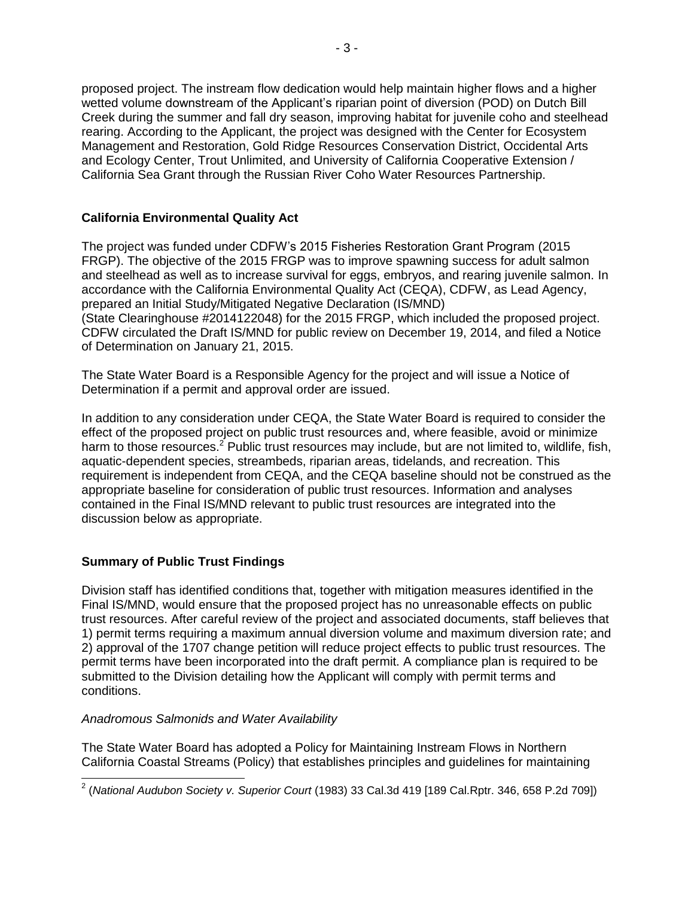proposed project. The instream flow dedication would help maintain higher flows and a higher wetted volume downstream of the Applicant's riparian point of diversion (POD) on Dutch Bill Creek during the summer and fall dry season, improving habitat for juvenile coho and steelhead rearing. According to the Applicant, the project was designed with the Center for Ecosystem Management and Restoration, Gold Ridge Resources Conservation District, Occidental Arts and Ecology Center, Trout Unlimited, and University of California Cooperative Extension / California Sea Grant through the Russian River Coho Water Resources Partnership.

**California Environmental Quality Act**

The project was funded under CDFW's 2015 Fisheries Restoration Grant Program (2015 FRGP). The objective of the 2015 FRGP was to improve spawning success for adult salmon and steelhead as well as to increase survival for eggs, embryos, and rearing juvenile salmon. In accordance with the California Environmental Quality Act (CEQA), CDFW, as Lead Agency, prepared an Initial Study/Mitigated Negative Declaration (IS/MND) (State Clearinghouse #2014122048) for the 2015 FRGP, which included the proposed project. CDFW circulated the Draft IS/MND for public review on December 19, 2014, and filed a Notice of Determination on January 21, 2015.

The State Water Board is a Responsible Agency for the project and will issue a Notice of Determination if a permit and approval order are issued.

In addition to any consideration under CEQA, the State Water Board is required to consider the effect of the proposed project on public trust resources and, where feasible, avoid or minimize harm to those resources.[2] Public trust resources may include, but are not limited to, wildlife, fish, aquatic-dependent species, streambeds, riparian areas, tidelands, and recreation. This requirement is independent from CEQA, and the CEQA baseline should not be construed as the appropriate baseline for consideration of public trust resources. Information and analyses contained in the Final IS/MND relevant to public trust resources are integrated into the discussion below as appropriate.

**Summary of Public Trust Findings**

Division staff has identified conditions that, together with mitigation measures identified in the Final IS/MND, would ensure that the proposed project has no unreasonable effects on public trust resources. After careful review of the project and associated documents, staff believes that 1) permit terms requiring a maximum annual diversion volume and maximum diversion rate; and 2) approval of the 1707 change petition will reduce project effects to public trust resources. The permit terms have been incorporated into the draft permit. A compliance plan is required to be submitted to the Division detailing how the Applicant will comply with permit terms and conditions.

*Anadromous Salmonids and Water Availability*

The State Water Board has adopted a Policy for Maintaining Instream Flows in Northern California Coastal Streams (Policy) that establishes principles and guidelines for maintaining

[2] (*National Audubon Society v. Superior Court* (1983) 33 Cal.3d 419 [189 Cal.Rptr. 346, 658 P.2d 709])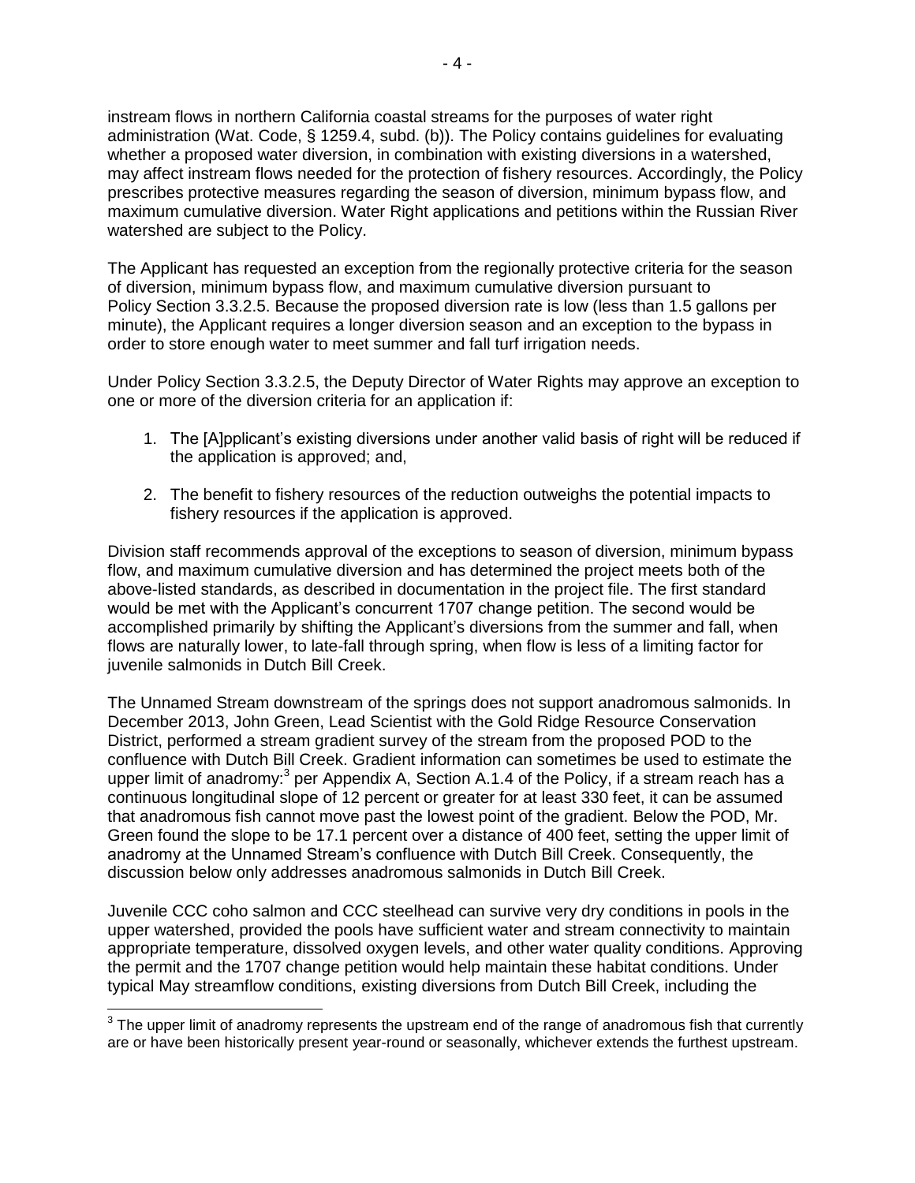instream flows in northern California coastal streams for the purposes of water right administration (Wat. Code, § 1259.4, subd. (b)). The Policy contains guidelines for evaluating whether a proposed water diversion, in combination with existing diversions in a watershed, may affect instream flows needed for the protection of fishery resources. Accordingly, the Policy prescribes protective measures regarding the season of diversion, minimum bypass flow, and maximum cumulative diversion. Water Right applications and petitions within the Russian River watershed are subject to the Policy.

The Applicant has requested an exception from the regionally protective criteria for the season of diversion, minimum bypass flow, and maximum cumulative diversion pursuant to Policy Section 3.3.2.5. Because the proposed diversion rate is low (less than 1.5 gallons per minute), the Applicant requires a longer diversion season and an exception to the bypass in order to store enough water to meet summer and fall turf irrigation needs.

Under Policy Section 3.3.2.5, the Deputy Director of Water Rights may approve an exception to one or more of the diversion criteria for an application if:

1. The [A]pplicant's existing diversions under another valid basis of right will be reduced if the application is approved; and,
2. The benefit to fishery resources of the reduction outweighs the potential impacts to fishery resources if the application is approved.

Division staff recommends approval of the exceptions to season of diversion, minimum bypass flow, and maximum cumulative diversion and has determined the project meets both of the above-listed standards, as described in documentation in the project file. The first standard would be met with the Applicant's concurrent 1707 change petition. The second would be accomplished primarily by shifting the Applicant's diversions from the summer and fall, when flows are naturally lower, to late-fall through spring, when flow is less of a limiting factor for juvenile salmonids in Dutch Bill Creek.

The Unnamed Stream downstream of the springs does not support anadromous salmonids. In December 2013, John Green, Lead Scientist with the Gold Ridge Resource Conservation District, performed a stream gradient survey of the stream from the proposed POD to the confluence with Dutch Bill Creek. Gradient information can sometimes be used to estimate the upper limit of anadromy:[3] per Appendix A, Section A.1.4 of the Policy, if a stream reach has a continuous longitudinal slope of 12 percent or greater for at least 330 feet, it can be assumed that anadromous fish cannot move past the lowest point of the gradient. Below the POD, Mr. Green found the slope to be 17.1 percent over a distance of 400 feet, setting the upper limit of anadromy at the Unnamed Stream's confluence with Dutch Bill Creek. Consequently, the discussion below only addresses anadromous salmonids in Dutch Bill Creek.

Juvenile CCC coho salmon and CCC steelhead can survive very dry conditions in pools in the upper watershed, provided the pools have sufficient water and stream connectivity to maintain appropriate temperature, dissolved oxygen levels, and other water quality conditions. Approving the permit and the 1707 change petition would help maintain these habitat conditions. Under typical May streamflow conditions, existing diversions from Dutch Bill Creek, including the

[3] The upper limit of anadromy represents the upstream end of the range of anadromous fish that currently are or have been historically present year-round or seasonally, whichever extends the furthest upstream.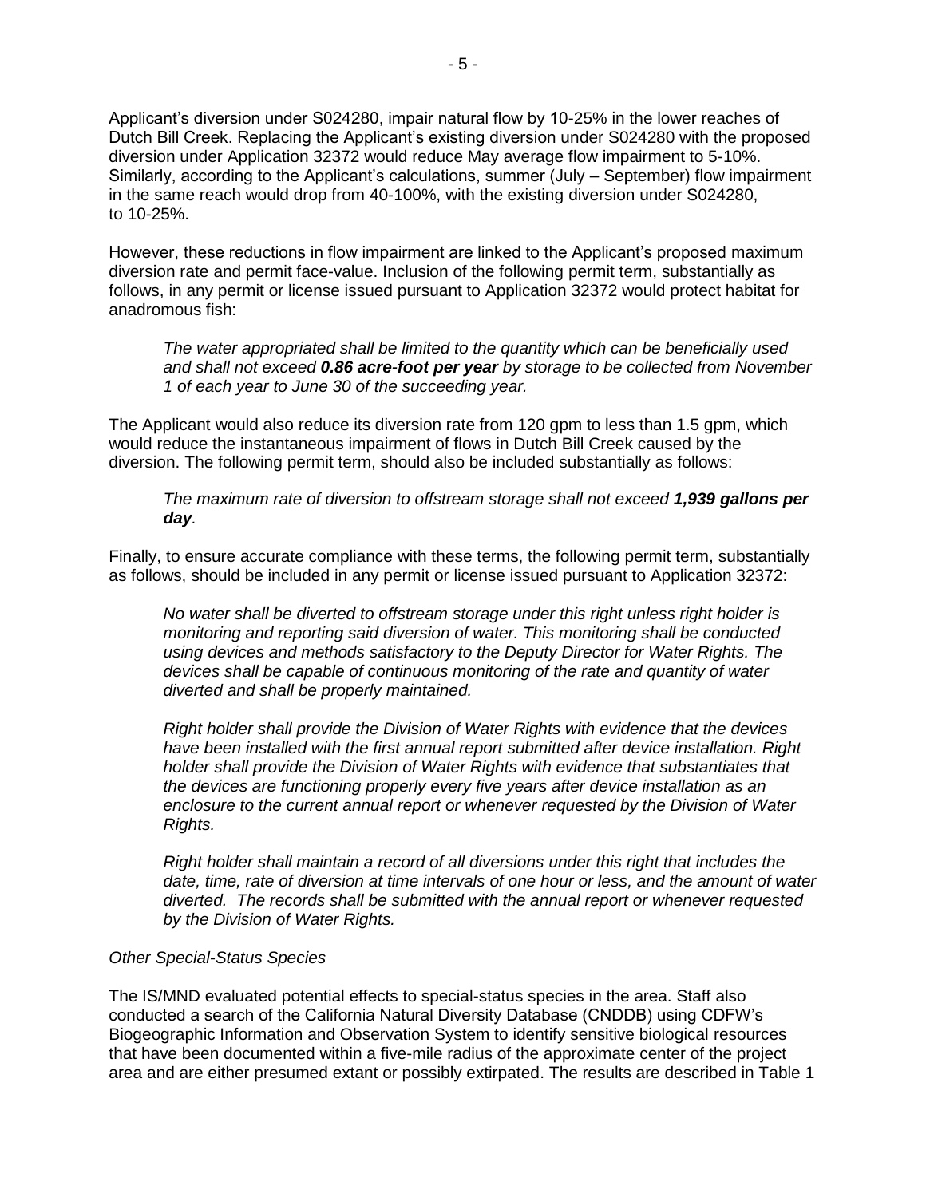Applicant's diversion under S024280, impair natural flow by 10-25% in the lower reaches of Dutch Bill Creek. Replacing the Applicant's existing diversion under S024280 with the proposed diversion under Application 32372 would reduce May average flow impairment to 5-10%. Similarly, according to the Applicant's calculations, summer (July – September) flow impairment in the same reach would drop from 40-100%, with the existing diversion under S024280, to 10-25%.

However, these reductions in flow impairment are linked to the Applicant's proposed maximum diversion rate and permit face-value. Inclusion of the following permit term, substantially as follows, in any permit or license issued pursuant to Application 32372 would protect habitat for anadromous fish:

> *The water appropriated shall be limited to the quantity which can be beneficially used and shall not exceed **0.86 acre-foot per year** by storage to be collected from November 1 of each year to June 30 of the succeeding year.*

The Applicant would also reduce its diversion rate from 120 gpm to less than 1.5 gpm, which would reduce the instantaneous impairment of flows in Dutch Bill Creek caused by the diversion. The following permit term, should also be included substantially as follows:

> *The maximum rate of diversion to offstream storage shall not exceed **1,939 gallons per day**.*

Finally, to ensure accurate compliance with these terms, the following permit term, substantially as follows, should be included in any permit or license issued pursuant to Application 32372:

> *No water shall be diverted to offstream storage under this right unless right holder is monitoring and reporting said diversion of water. This monitoring shall be conducted using devices and methods satisfactory to the Deputy Director for Water Rights. The devices shall be capable of continuous monitoring of the rate and quantity of water diverted and shall be properly maintained.*
>
> *Right holder shall provide the Division of Water Rights with evidence that the devices have been installed with the first annual report submitted after device installation. Right holder shall provide the Division of Water Rights with evidence that substantiates that the devices are functioning properly every five years after device installation as an enclosure to the current annual report or whenever requested by the Division of Water Rights.*
>
> *Right holder shall maintain a record of all diversions under this right that includes the date, time, rate of diversion at time intervals of one hour or less, and the amount of water diverted. The records shall be submitted with the annual report or whenever requested by the Division of Water Rights.*

*Other Special-Status Species*

The IS/MND evaluated potential effects to special-status species in the area. Staff also conducted a search of the California Natural Diversity Database (CNDDB) using CDFW's Biogeographic Information and Observation System to identify sensitive biological resources that have been documented within a five-mile radius of the approximate center of the project area and are either presumed extant or possibly extirpated. The results are described in Table 1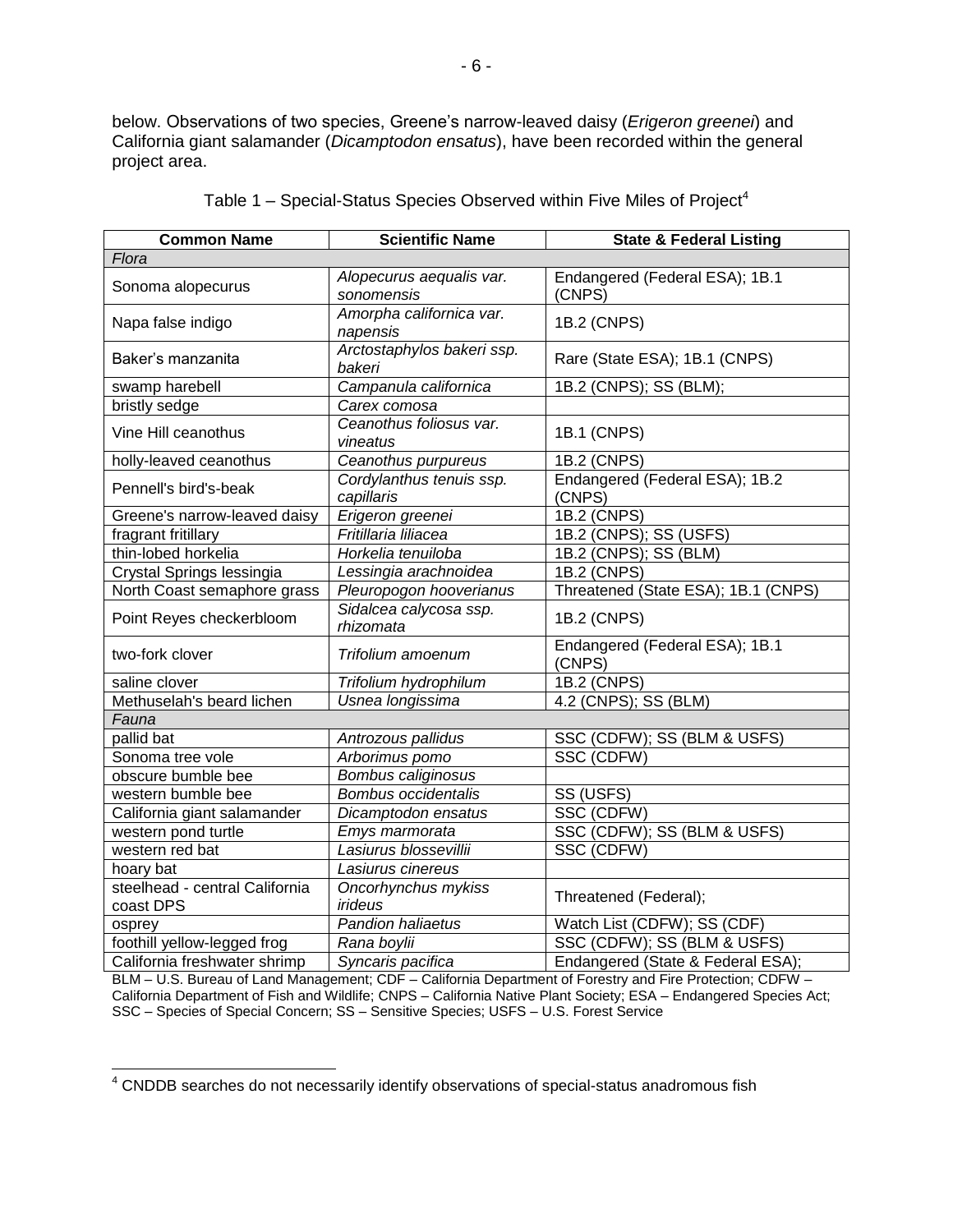below. Observations of two species, Greene's narrow-leaved daisy (*Erigeron greenei*) and California giant salamander (*Dicamptodon ensatus*), have been recorded within the general project area.

Table 1 – Special-Status Species Observed within Five Miles of Project[4]

| Common Name | Scientific Name | State & Federal Listing |
|---|---|---|
| *Flora* | | |
| Sonoma alopecurus | *Alopecurus aequalis var. sonomensis* | Endangered (Federal ESA); 1B.1 (CNPS) |
| Napa false indigo | *Amorpha californica var. napensis* | 1B.2 (CNPS) |
| Baker's manzanita | *Arctostaphylos bakeri ssp. bakeri* | Rare (State ESA); 1B.1 (CNPS) |
| swamp harebell | *Campanula californica* | 1B.2 (CNPS); SS (BLM); |
| bristly sedge | *Carex comosa* | |
| Vine Hill ceanothus | *Ceanothus foliosus var. vineatus* | 1B.1 (CNPS) |
| holly-leaved ceanothus | *Ceanothus purpureus* | 1B.2 (CNPS) |
| Pennell's bird's-beak | *Cordylanthus tenuis ssp. capillaris* | Endangered (Federal ESA); 1B.2 (CNPS) |
| Greene's narrow-leaved daisy | *Erigeron greenei* | 1B.2 (CNPS) |
| fragrant fritillary | *Fritillaria liliacea* | 1B.2 (CNPS); SS (USFS) |
| thin-lobed horkelia | *Horkelia tenuiloba* | 1B.2 (CNPS); SS (BLM) |
| Crystal Springs lessingia | *Lessingia arachnoidea* | 1B.2 (CNPS) |
| North Coast semaphore grass | *Pleuropogon hooverianus* | Threatened (State ESA); 1B.1 (CNPS) |
| Point Reyes checkerbloom | *Sidalcea calycosa ssp. rhizomata* | 1B.2 (CNPS) |
| two-fork clover | *Trifolium amoenum* | Endangered (Federal ESA); 1B.1 (CNPS) |
| saline clover | *Trifolium hydrophilum* | 1B.2 (CNPS) |
| Methuselah's beard lichen | *Usnea longissima* | 4.2 (CNPS); SS (BLM) |
| *Fauna* | | |
| pallid bat | *Antrozous pallidus* | SSC (CDFW); SS (BLM & USFS) |
| Sonoma tree vole | *Arborimus pomo* | SSC (CDFW) |
| obscure bumble bee | *Bombus caliginosus* | |
| western bumble bee | *Bombus occidentalis* | SS (USFS) |
| California giant salamander | *Dicamptodon ensatus* | SSC (CDFW) |
| western pond turtle | *Emys marmorata* | SSC (CDFW); SS (BLM & USFS) |
| western red bat | *Lasiurus blossevillii* | SSC (CDFW) |
| hoary bat | *Lasiurus cinereus* | |
| steelhead - central California coast DPS | *Oncorhynchus mykiss irideus* | Threatened (Federal); |
| osprey | *Pandion haliaetus* | Watch List (CDFW); SS (CDF) |
| foothill yellow-legged frog | *Rana boylii* | SSC (CDFW); SS (BLM & USFS) |
| California freshwater shrimp | *Syncaris pacifica* | Endangered (State & Federal ESA); |

BLM – U.S. Bureau of Land Management; CDF – California Department of Forestry and Fire Protection; CDFW – California Department of Fish and Wildlife; CNPS – California Native Plant Society; ESA – Endangered Species Act; SSC – Species of Special Concern; SS – Sensitive Species; USFS – U.S. Forest Service

[4] CNDDB searches do not necessarily identify observations of special-status anadromous fish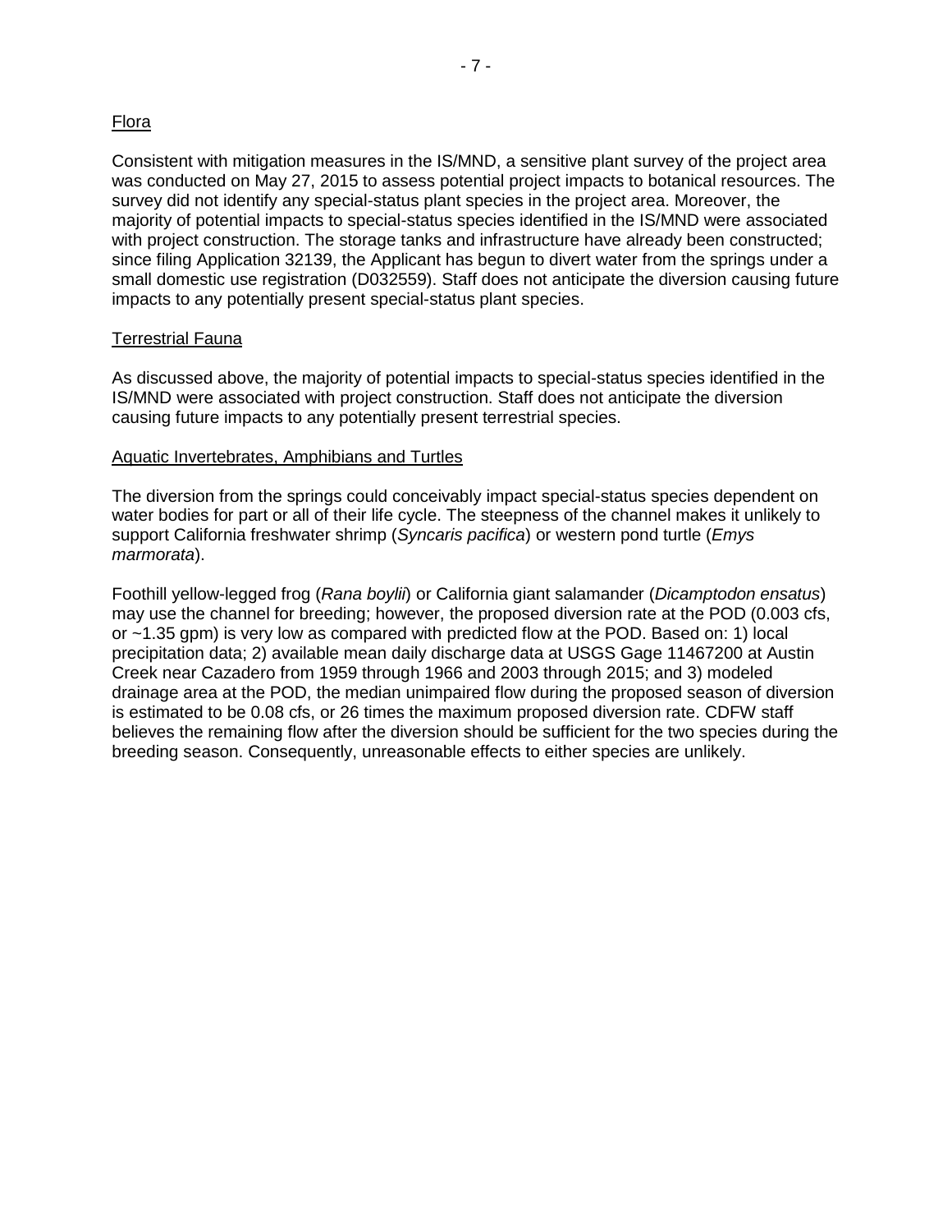Flora

Consistent with mitigation measures in the IS/MND, a sensitive plant survey of the project area was conducted on May 27, 2015 to assess potential project impacts to botanical resources. The survey did not identify any special-status plant species in the project area. Moreover, the majority of potential impacts to special-status species identified in the IS/MND were associated with project construction. The storage tanks and infrastructure have already been constructed; since filing Application 32139, the Applicant has begun to divert water from the springs under a small domestic use registration (D032559). Staff does not anticipate the diversion causing future impacts to any potentially present special-status plant species.

Terrestrial Fauna

As discussed above, the majority of potential impacts to special-status species identified in the IS/MND were associated with project construction. Staff does not anticipate the diversion causing future impacts to any potentially present terrestrial species.

Aquatic Invertebrates, Amphibians and Turtles

The diversion from the springs could conceivably impact special-status species dependent on water bodies for part or all of their life cycle. The steepness of the channel makes it unlikely to support California freshwater shrimp (*Syncaris pacifica*) or western pond turtle (*Emys marmorata*).

Foothill yellow-legged frog (*Rana boylii*) or California giant salamander (*Dicamptodon ensatus*) may use the channel for breeding; however, the proposed diversion rate at the POD (0.003 cfs, or ~1.35 gpm) is very low as compared with predicted flow at the POD. Based on: 1) local precipitation data; 2) available mean daily discharge data at USGS Gage 11467200 at Austin Creek near Cazadero from 1959 through 1966 and 2003 through 2015; and 3) modeled drainage area at the POD, the median unimpaired flow during the proposed season of diversion is estimated to be 0.08 cfs, or 26 times the maximum proposed diversion rate. CDFW staff believes the remaining flow after the diversion should be sufficient for the two species during the breeding season. Consequently, unreasonable effects to either species are unlikely.